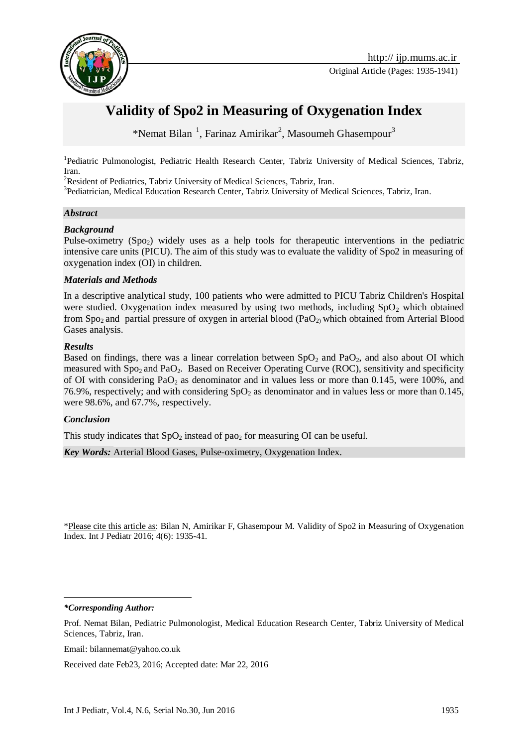# Validity of Spo2 in Measuring of Oxygenation Index

*Nemat Bilan [1], Farinaz Amirikar[2], Masoumeh Ghasempour[3]

[1]Pediatric Pulmonologist, Pediatric Health Research Center, Tabriz University of Medical Sciences, Tabriz, Iran.

[2]Resident of Pediatrics, Tabriz University of Medical Sciences, Tabriz, Iran.

[3]Pediatrician, Medical Education Research Center, Tabriz University of Medical Sciences, Tabriz, Iran.

***Abstract***

***Background***

Pulse-oximetry ($Spo_2$) widely uses as a help tools for therapeutic interventions in the pediatric intensive care units (PICU). The aim of this study was to evaluate the validity of Spo2 in measuring of oxygenation index (OI) in children.

***Materials and Methods***

In a descriptive analytical study, 100 patients who were admitted to PICU Tabriz Children's Hospital were studied. Oxygenation index measured by using two methods, including $SpO_2$ which obtained from $Spo_2$ and partial pressure of oxygen in arterial blood ($PaO_2$) which obtained from Arterial Blood Gases analysis.

***Results***

Based on findings, there was a linear correlation between $SpO_2$ and $PaO_2$, and also about OI which measured with $Spo_2$ and $PaO_2$. Based on Receiver Operating Curve (ROC), sensitivity and specificity of OI with considering $PaO_2$ as denominator and in values less or more than 0.145, were 100%, and 76.9%, respectively; and with considering $SpO_2$ as denominator and in values less or more than 0.145, were 98.6%, and 67.7%, respectively.

***Conclusion***

This study indicates that $SpO_2$ instead of $pao_2$ for measuring OI can be useful.

***Key Words:*** Arterial Blood Gases, Pulse-oximetry, Oxygenation Index.

*Please cite this article as: Bilan N, Amirikar F, Ghasempour M. Validity of Spo2 in Measuring of Oxygenation Index. Int J Pediatr 2016; 4(6): 1935-41.

***\*Corresponding Author:***

Prof. Nemat Bilan, Pediatric Pulmonologist, Medical Education Research Center, Tabriz University of Medical Sciences, Tabriz, Iran.

Email: bilannemat@yahoo.co.uk

Received date Feb23, 2016; Accepted date: Mar 22, 2016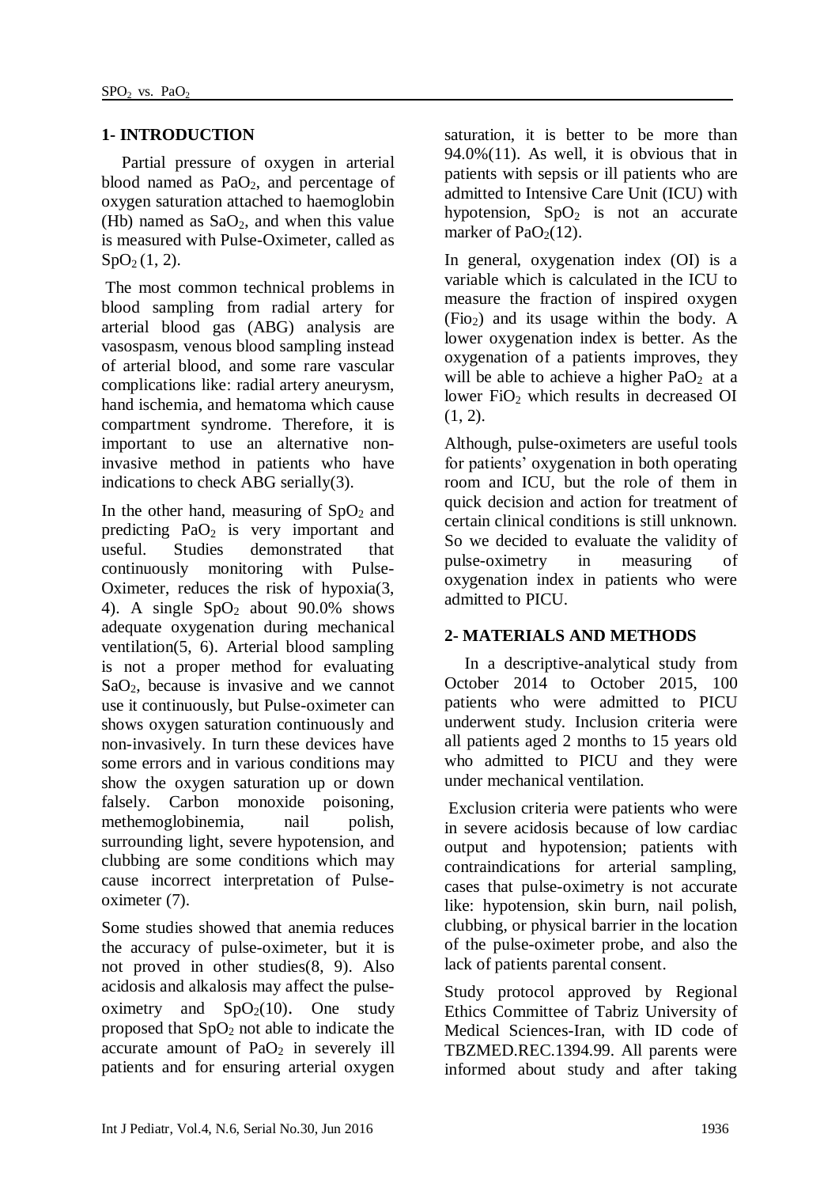## 1- INTRODUCTION

Partial pressure of oxygen in arterial blood named as $PaO_2$, and percentage of oxygen saturation attached to haemoglobin (Hb) named as $SaO_2$, and when this value is measured with Pulse-Oximeter, called as $SpO_2$ (1, 2).

The most common technical problems in blood sampling from radial artery for arterial blood gas (ABG) analysis are vasospasm, venous blood sampling instead of arterial blood, and some rare vascular complications like: radial artery aneurysm, hand ischemia, and hematoma which cause compartment syndrome. Therefore, it is important to use an alternative non-invasive method in patients who have indications to check ABG serially(3).

In the other hand, measuring of $SpO_2$ and predicting $PaO_2$ is very important and useful. Studies demonstrated that continuously monitoring with Pulse-Oximeter, reduces the risk of hypoxia(3, 4). A single $SpO_2$ about 90.0% shows adequate oxygenation during mechanical ventilation(5, 6). Arterial blood sampling is not a proper method for evaluating $SaO_2$, because is invasive and we cannot use it continuously, but Pulse-oximeter can shows oxygen saturation continuously and non-invasively. In turn these devices have some errors and in various conditions may show the oxygen saturation up or down falsely. Carbon monoxide poisoning, methemoglobinemia, nail polish, surrounding light, severe hypotension, and clubbing are some conditions which may cause incorrect interpretation of Pulse-oximeter (7).

Some studies showed that anemia reduces the accuracy of pulse-oximeter, but it is not proved in other studies(8, 9). Also acidosis and alkalosis may affect the pulse-oximetry and $SpO_2$(10). One study proposed that $SpO_2$ not able to indicate the accurate amount of $PaO_2$ in severely ill patients and for ensuring arterial oxygen saturation, it is better to be more than 94.0%(11). As well, it is obvious that in patients with sepsis or ill patients who are admitted to Intensive Care Unit (ICU) with hypotension, $SpO_2$ is not an accurate marker of $PaO_2$(12).

In general, oxygenation index (OI) is a variable which is calculated in the ICU to measure the fraction of inspired oxygen ($FiO_2$) and its usage within the body. A lower oxygenation index is better. As the oxygenation of a patients improves, they will be able to achieve a higher $PaO_2$ at a lower $FiO_2$ which results in decreased OI (1, 2).

Although, pulse-oximeters are useful tools for patients' oxygenation in both operating room and ICU, but the role of them in quick decision and action for treatment of certain clinical conditions is still unknown. So we decided to evaluate the validity of pulse-oximetry in measuring of oxygenation index in patients who were admitted to PICU.

## 2- MATERIALS AND METHODS

In a descriptive-analytical study from October 2014 to October 2015, 100 patients who were admitted to PICU underwent study. Inclusion criteria were all patients aged 2 months to 15 years old who admitted to PICU and they were under mechanical ventilation.

Exclusion criteria were patients who were in severe acidosis because of low cardiac output and hypotension; patients with contraindications for arterial sampling, cases that pulse-oximetry is not accurate like: hypotension, skin burn, nail polish, clubbing, or physical barrier in the location of the pulse-oximeter probe, and also the lack of patients parental consent.

Study protocol approved by Regional Ethics Committee of Tabriz University of Medical Sciences-Iran, with ID code of TBZMED.REC.1394.99. All parents were informed about study and after taking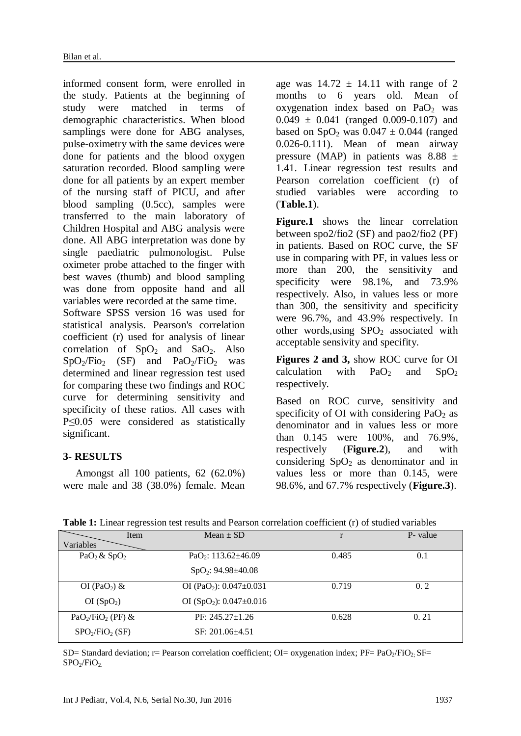informed consent form, were enrolled in the study. Patients at the beginning of study were matched in terms of demographic characteristics. When blood samplings were done for ABG analyses, pulse-oximetry with the same devices were done for patients and the blood oxygen saturation recorded. Blood sampling were done for all patients by an expert member of the nursing staff of PICU, and after blood sampling (0.5cc), samples were transferred to the main laboratory of Children Hospital and ABG analysis were done. All ABG interpretation was done by single paediatric pulmonologist. Pulse oximeter probe attached to the finger with best waves (thumb) and blood sampling was done from opposite hand and all variables were recorded at the same time.

Software SPSS version 16 was used for statistical analysis. Pearson's correlation coefficient (r) used for analysis of linear correlation of $SpO_2$ and $SaO_2$. Also $SpO_2/Fio_2$ (SF) and $PaO_2/FiO_2$ was determined and linear regression test used for comparing these two findings and ROC curve for determining sensitivity and specificity of these ratios. All cases with P≤0.05 were considered as statistically significant.

## 3- RESULTS

Amongst all 100 patients, 62 (62.0%) were male and 38 (38.0%) female. Mean age was 14.72 ± 14.11 with range of 2 months to 6 years old. Mean of oxygenation index based on $PaO_2$ was 0.049 ± 0.041 (ranged 0.009-0.107) and based on $SpO_2$ was 0.047 ± 0.044 (ranged 0.026-0.111). Mean of mean airway pressure (MAP) in patients was 8.88 ± 1.41. Linear regression test results and Pearson correlation coefficient (r) of studied variables were according to (**Table.1**).

**Figure.1** shows the linear correlation between spo2/fio2 (SF) and pao2/fio2 (PF) in patients. Based on ROC curve, the SF use in comparing with PF, in values less or more than 200, the sensitivity and specificity were 98.1%, and 73.9% respectively. Also, in values less or more than 300, the sensitivity and specificity were 96.7%, and 43.9% respectively. In other words,using $SPO_2$ associated with acceptable sensivity and specifity.

**Figures 2 and 3,** show ROC curve for OI calculation with $PaO_2$ and $SpO_2$ respectively.

Based on ROC curve, sensitivity and specificity of OI with considering $PaO_2$ as denominator and in values less or more than 0.145 were 100%, and 76.9%, respectively (**Figure.2**), and with considering $SpO_2$ as denominator and in values less or more than 0.145, were 98.6%, and 67.7% respectively (**Figure.3**).

**Table 1:** Linear regression test results and Pearson correlation coefficient (r) of studied variables

| Variables \ Item | Mean ± SD | r | P- value |
|---|---|---|---|
| $PaO_2$ & $SpO_2$ | $PaO_2$: 113.62±46.09<br>$SpO_2$: 94.98±40.08 | 0.485 | 0.1 |
| OI ($PaO_2$) &<br>OI ($SpO_2$) | OI ($PaO_2$): 0.047±0.031<br>OI ($SpO_2$): 0.047±0.016 | 0.719 | 0. 2 |
| $PaO_2/FiO_2$ (PF) &<br>$SPO_2/FiO_2$ (SF) | PF: 245.27±1.26<br>SF: 201.06±4.51 | 0.628 | 0. 21 |

SD= Standard deviation; r= Pearson correlation coefficient; OI= oxygenation index; PF= $PaO_2/FiO_2$; SF= $SPO_2/FiO_2$.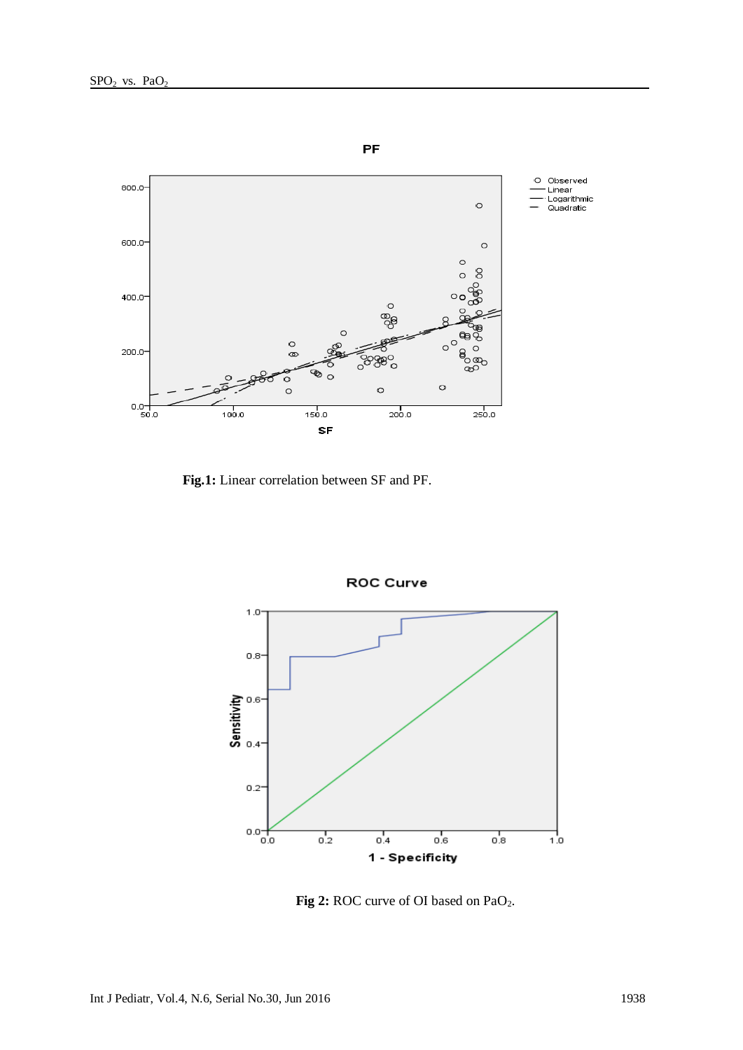**Fig.1:** Linear correlation between SF and PF.

**Fig 2:** ROC curve of OI based on $PaO_2$.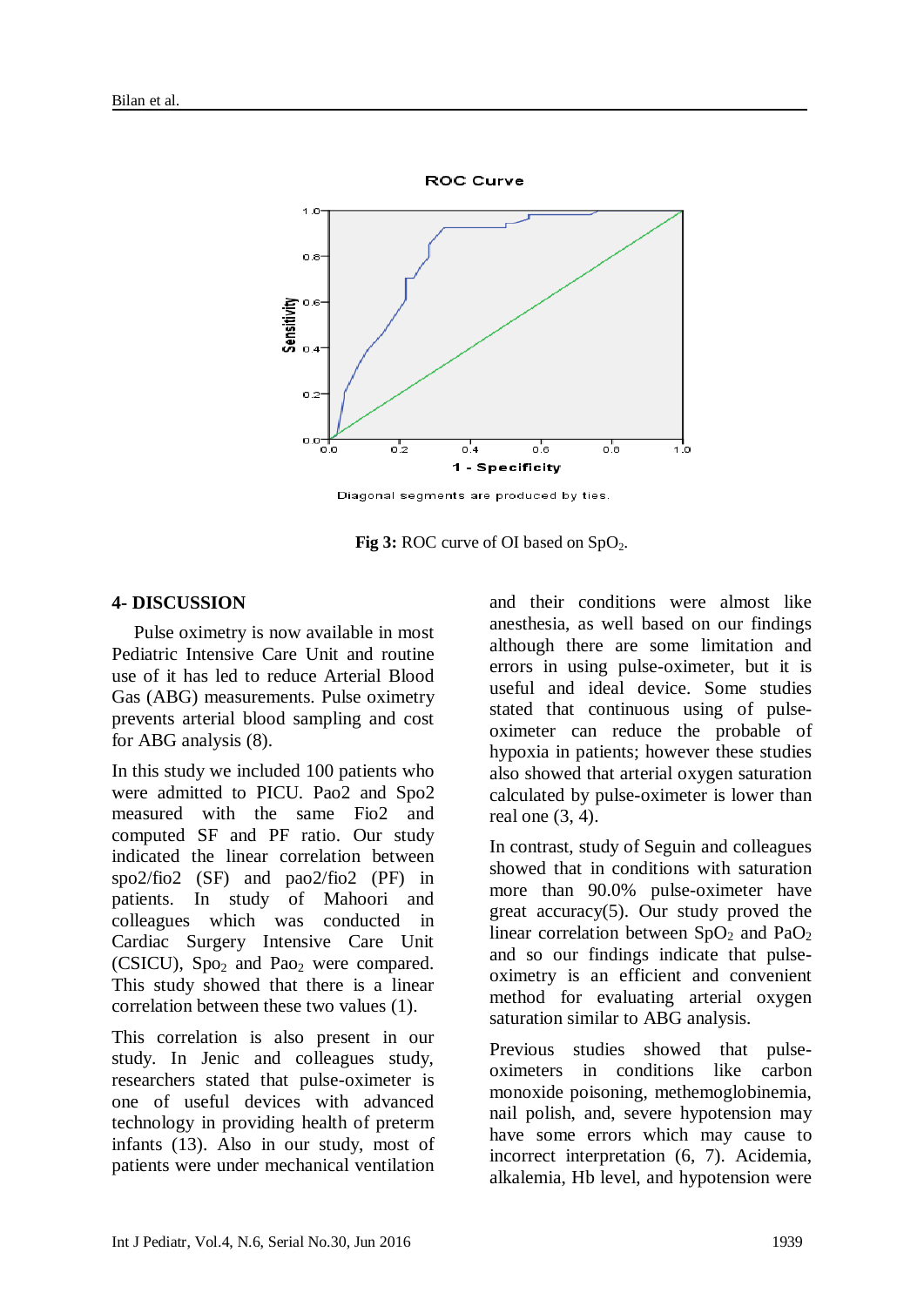Fig 3: ROC curve of OI based on $SpO_2$.

## 4- DISCUSSION

Pulse oximetry is now available in most Pediatric Intensive Care Unit and routine use of it has led to reduce Arterial Blood Gas (ABG) measurements. Pulse oximetry prevents arterial blood sampling and cost for ABG analysis (8).

In this study we included 100 patients who were admitted to PICU. Pao2 and Spo2 measured with the same Fio2 and computed SF and PF ratio. Our study indicated the linear correlation between spo2/fio2 (SF) and pao2/fio2 (PF) in patients. In study of Mahoori and colleagues which was conducted in Cardiac Surgery Intensive Care Unit (CSICU), $Spo_2$ and $Pao_2$ were compared. This study showed that there is a linear correlation between these two values (1).

This correlation is also present in our study. In Jenic and colleagues study, researchers stated that pulse-oximeter is one of useful devices with advanced technology in providing health of preterm infants (13). Also in our study, most of patients were under mechanical ventilation and their conditions were almost like anesthesia, as well based on our findings although there are some limitation and errors in using pulse-oximeter, but it is useful and ideal device. Some studies stated that continuous using of pulse-oximeter can reduce the probable of hypoxia in patients; however these studies also showed that arterial oxygen saturation calculated by pulse-oximeter is lower than real one (3, 4).

In contrast, study of Seguin and colleagues showed that in conditions with saturation more than 90.0% pulse-oximeter have great accuracy(5). Our study proved the linear correlation between $SpO_2$ and $PaO_2$ and so our findings indicate that pulse-oximetry is an efficient and convenient method for evaluating arterial oxygen saturation similar to ABG analysis.

Previous studies showed that pulse-oximeters in conditions like carbon monoxide poisoning, methemoglobinemia, nail polish, and, severe hypotension may have some errors which may cause to incorrect interpretation (6, 7). Acidemia, alkalemia, Hb level, and hypotension were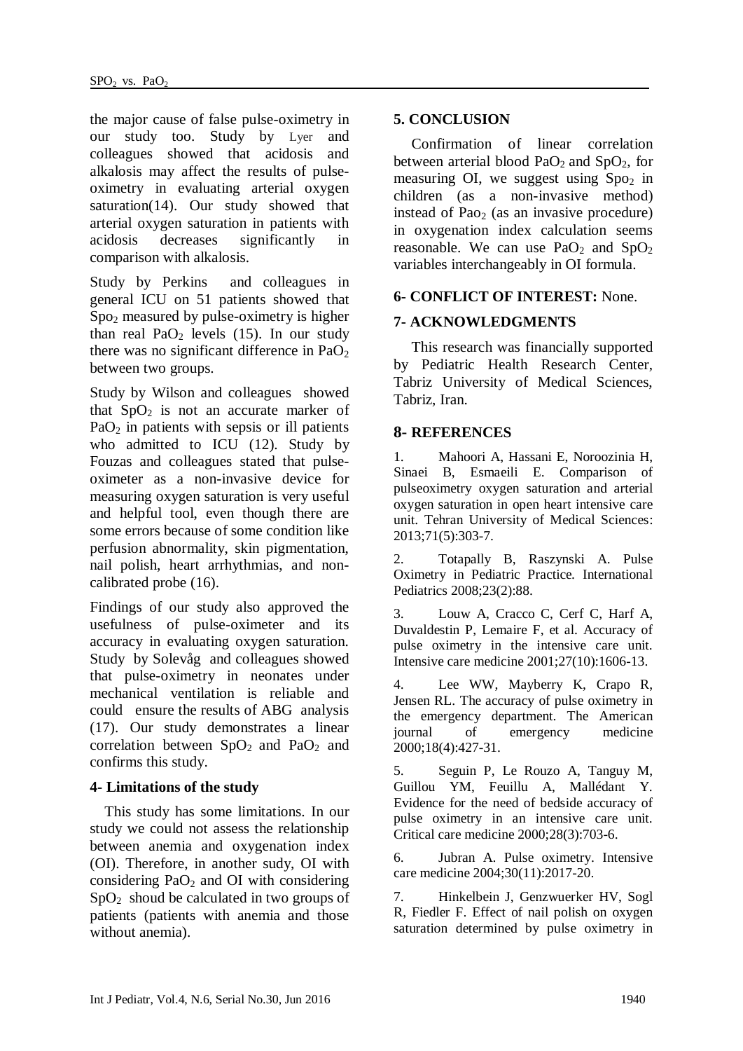the major cause of false pulse-oximetry in our study too. Study by Lyer and colleagues showed that acidosis and alkalosis may affect the results of pulse-oximetry in evaluating arterial oxygen saturation(14). Our study showed that arterial oxygen saturation in patients with acidosis decreases significantly in comparison with alkalosis.

Study by Perkins and colleagues in general ICU on 51 patients showed that $Spo_2$ measured by pulse-oximetry is higher than real $PaO_2$ levels (15). In our study there was no significant difference in $PaO_2$ between two groups.

Study by Wilson and colleagues showed that $SpO_2$ is not an accurate marker of $PaO_2$ in patients with sepsis or ill patients who admitted to ICU (12). Study by Fouzas and colleagues stated that pulse-oximeter as a non-invasive device for measuring oxygen saturation is very useful and helpful tool, even though there are some errors because of some condition like perfusion abnormality, skin pigmentation, nail polish, heart arrhythmias, and non-calibrated probe (16).

Findings of our study also approved the usefulness of pulse-oximeter and its accuracy in evaluating oxygen saturation. Study by Solevåg and colleagues showed that pulse-oximetry in neonates under mechanical ventilation is reliable and could ensure the results of ABG analysis (17). Our study demonstrates a linear correlation between $SpO_2$ and $PaO_2$ and confirms this study.

## 4- Limitations of the study

This study has some limitations. In our study we could not assess the relationship between anemia and oxygenation index (OI). Therefore, in another sudy, OI with considering $PaO_2$ and OI with considering $SpO_2$ shoud be calculated in two groups of patients (patients with anemia and those without anemia).

## 5. CONCLUSION

Confirmation of linear correlation between arterial blood $PaO_2$ and $SpO_2$, for measuring OI, we suggest using $Spo_2$ in children (as a non-invasive method) instead of $Pao_2$ (as an invasive procedure) in oxygenation index calculation seems reasonable. We can use $PaO_2$ and $SpO_2$ variables interchangeably in OI formula.

## 6- CONFLICT OF INTEREST: None.

## 7- ACKNOWLEDGMENTS

This research was financially supported by Pediatric Health Research Center, Tabriz University of Medical Sciences, Tabriz, Iran.

## 8- REFERENCES

1. Mahoori A, Hassani E, Noroozinia H, Sinaei B, Esmaeili E. Comparison of pulseoximetry oxygen saturation and arterial oxygen saturation in open heart intensive care unit. Tehran University of Medical Sciences: 2013;71(5):303-7.

2. Totapally B, Raszynski A. Pulse Oximetry in Pediatric Practice. International Pediatrics 2008;23(2):88.

3. Louw A, Cracco C, Cerf C, Harf A, Duvaldestin P, Lemaire F, et al. Accuracy of pulse oximetry in the intensive care unit. Intensive care medicine 2001;27(10):1606-13.

4. Lee WW, Mayberry K, Crapo R, Jensen RL. The accuracy of pulse oximetry in the emergency department. The American journal of emergency medicine 2000;18(4):427-31.

5. Seguin P, Le Rouzo A, Tanguy M, Guillou YM, Feuillu A, Mallédant Y. Evidence for the need of bedside accuracy of pulse oximetry in an intensive care unit. Critical care medicine 2000;28(3):703-6.

6. Jubran A. Pulse oximetry. Intensive care medicine 2004;30(11):2017-20.

7. Hinkelbein J, Genzwuerker HV, Sogl R, Fiedler F. Effect of nail polish on oxygen saturation determined by pulse oximetry in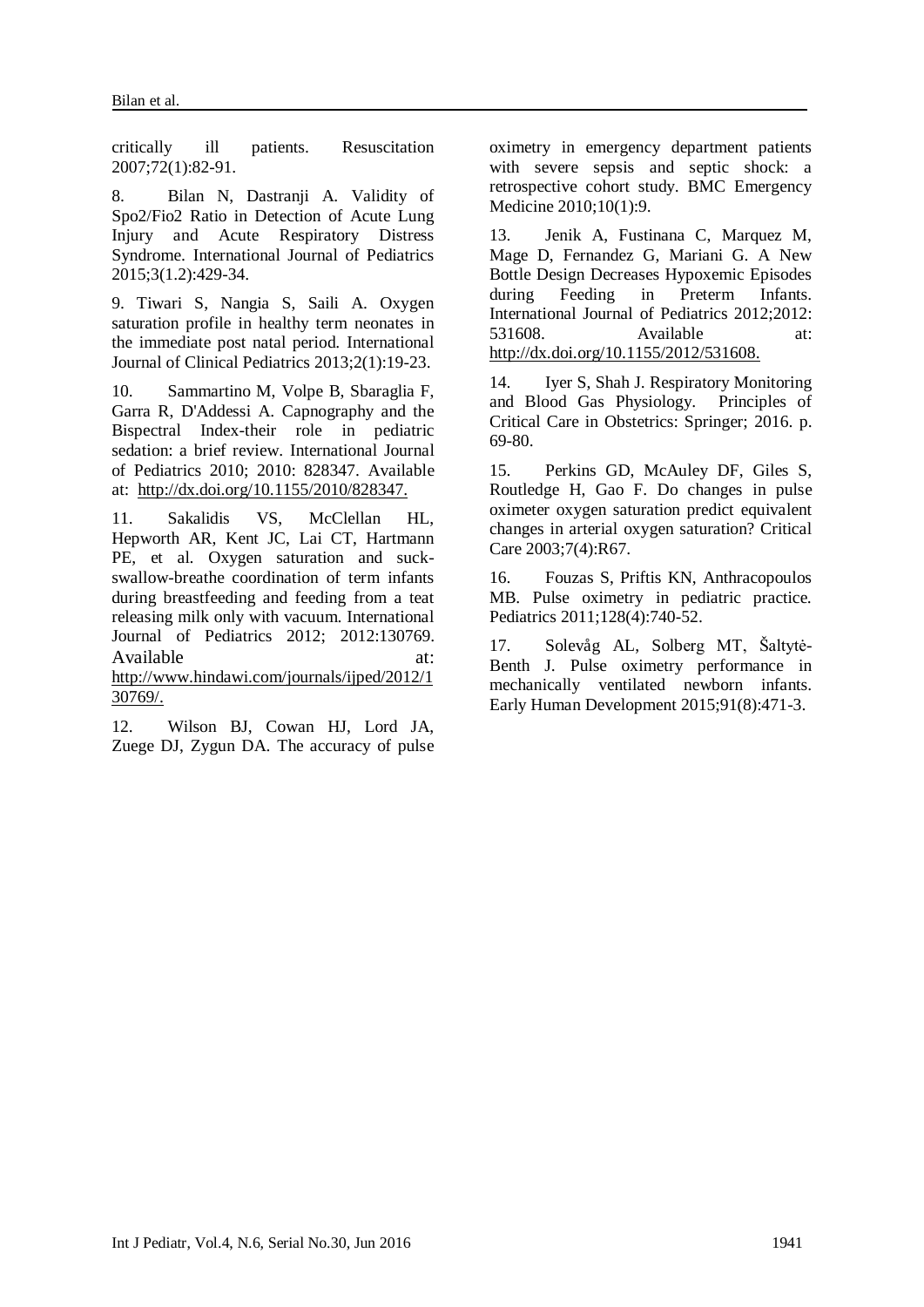critically ill patients. Resuscitation 2007;72(1):82-91.

8. Bilan N, Dastranji A. Validity of Spo2/Fio2 Ratio in Detection of Acute Lung Injury and Acute Respiratory Distress Syndrome. International Journal of Pediatrics 2015;3(1.2):429-34.

9. Tiwari S, Nangia S, Saili A. Oxygen saturation profile in healthy term neonates in the immediate post natal period. International Journal of Clinical Pediatrics 2013;2(1):19-23.

10. Sammartino M, Volpe B, Sbaraglia F, Garra R, D'Addessi A. Capnography and the Bispectral Index-their role in pediatric sedation: a brief review. International Journal of Pediatrics 2010; 2010: 828347. Available at: http://dx.doi.org/10.1155/2010/828347.

11. Sakalidis VS, McClellan HL, Hepworth AR, Kent JC, Lai CT, Hartmann PE, et al. Oxygen saturation and suck-swallow-breathe coordination of term infants during breastfeeding and feeding from a teat releasing milk only with vacuum. International Journal of Pediatrics 2012; 2012:130769. Available at: http://www.hindawi.com/journals/ijped/2012/130769/.

12. Wilson BJ, Cowan HJ, Lord JA, Zuege DJ, Zygun DA. The accuracy of pulse oximetry in emergency department patients with severe sepsis and septic shock: a retrospective cohort study. BMC Emergency Medicine 2010;10(1):9.

13. Jenik A, Fustinana C, Marquez M, Mage D, Fernandez G, Mariani G. A New Bottle Design Decreases Hypoxemic Episodes during Feeding in Preterm Infants. International Journal of Pediatrics 2012;2012: 531608. Available at: http://dx.doi.org/10.1155/2012/531608.

14. Iyer S, Shah J. Respiratory Monitoring and Blood Gas Physiology. Principles of Critical Care in Obstetrics: Springer; 2016. p. 69-80.

15. Perkins GD, McAuley DF, Giles S, Routledge H, Gao F. Do changes in pulse oximeter oxygen saturation predict equivalent changes in arterial oxygen saturation? Critical Care 2003;7(4):R67.

16. Fouzas S, Priftis KN, Anthracopoulos MB. Pulse oximetry in pediatric practice. Pediatrics 2011;128(4):740-52.

17. Solevåg AL, Solberg MT, Šaltytė-Benth J. Pulse oximetry performance in mechanically ventilated newborn infants. Early Human Development 2015;91(8):471-3.